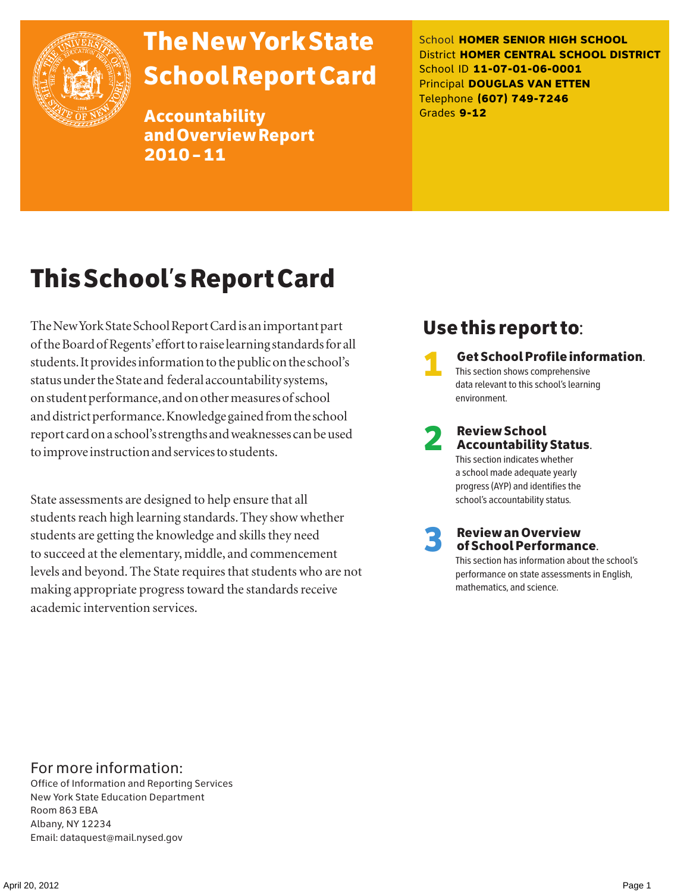# The New York State School Report Card

## Accountability and Overview Report 2010 – 11

School **HOMER SENIOR HIGH SCHOOL**
District **HOMER CENTRAL SCHOOL DISTRICT**
School ID **11-07-01-06-0001**
Principal **DOUGLAS VAN ETTEN**
Telephone **(607) 749-7246**
Grades **9-12**

# This School's Report Card

The New York State School Report Card is an important part of the Board of Regents' effort to raise learning standards for all students. It provides information to the public on the school's status under the State and federal accountability systems, on student performance, and on other measures of school and district performance. Knowledge gained from the school report card on a school's strengths and weaknesses can be used to improve instruction and services to students.

State assessments are designed to help ensure that all students reach high learning standards. They show whether students are getting the knowledge and skills they need to succeed at the elementary, middle, and commencement levels and beyond. The State requires that students who are not making appropriate progress toward the standards receive academic intervention services.

## Use this report to:

**1 Get School Profile information.**
This section shows comprehensive data relevant to this school's learning environment.

**2 Review School Accountability Status.**
This section indicates whether a school made adequate yearly progress (AYP) and identifies the school's accountability status.

**3 Review an Overview of School Performance.**
This section has information about the school's performance on state assessments in English, mathematics, and science.

### For more information:

Office of Information and Reporting Services
New York State Education Department
Room 863 EBA
Albany, NY 12234
Email: dataquest@mail.nysed.gov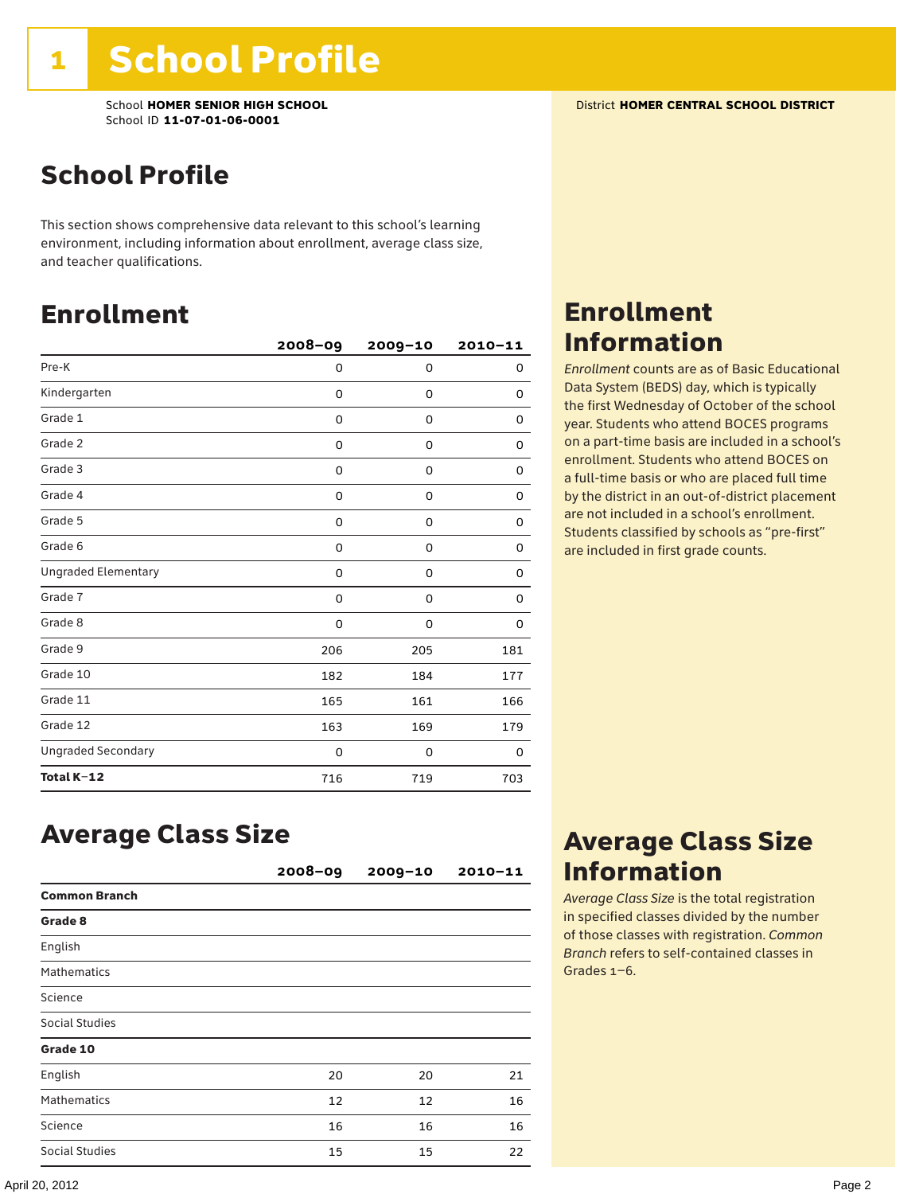# 1 School Profile

School **HOMER SENIOR HIGH SCHOOL**
School ID **11-07-01-06-0001**

District **HOMER CENTRAL SCHOOL DISTRICT**

## School Profile

This section shows comprehensive data relevant to this school's learning environment, including information about enrollment, average class size, and teacher qualifications.

## Enrollment

| | 2008–09 | 2009–10 | 2010–11 |
|---|---|---|---|
| Pre-K | 0 | 0 | 0 |
| Kindergarten | 0 | 0 | 0 |
| Grade 1 | 0 | 0 | 0 |
| Grade 2 | 0 | 0 | 0 |
| Grade 3 | 0 | 0 | 0 |
| Grade 4 | 0 | 0 | 0 |
| Grade 5 | 0 | 0 | 0 |
| Grade 6 | 0 | 0 | 0 |
| Ungraded Elementary | 0 | 0 | 0 |
| Grade 7 | 0 | 0 | 0 |
| Grade 8 | 0 | 0 | 0 |
| Grade 9 | 206 | 205 | 181 |
| Grade 10 | 182 | 184 | 177 |
| Grade 11 | 165 | 161 | 166 |
| Grade 12 | 163 | 169 | 179 |
| Ungraded Secondary | 0 | 0 | 0 |
| **Total K–12** | 716 | 719 | 703 |

## Enrollment Information

*Enrollment* counts are as of Basic Educational Data System (BEDS) day, which is typically the first Wednesday of October of the school year. Students who attend BOCES programs on a part-time basis are included in a school's enrollment. Students who attend BOCES on a full-time basis or who are placed full time by the district in an out-of-district placement are not included in a school's enrollment. Students classified by schools as "pre-first" are included in first grade counts.

## Average Class Size

| | 2008–09 | 2009–10 | 2010–11 |
|---|---|---|---|
| **Common Branch** | | | |
| **Grade 8** | | | |
| English | | | |
| Mathematics | | | |
| Science | | | |
| Social Studies | | | |
| **Grade 10** | | | |
| English | 20 | 20 | 21 |
| Mathematics | 12 | 12 | 16 |
| Science | 16 | 16 | 16 |
| Social Studies | 15 | 15 | 22 |

## Average Class Size Information

*Average Class Size* is the total registration in specified classes divided by the number of those classes with registration. *Common Branch* refers to self-contained classes in Grades 1–6.

April 20, 2012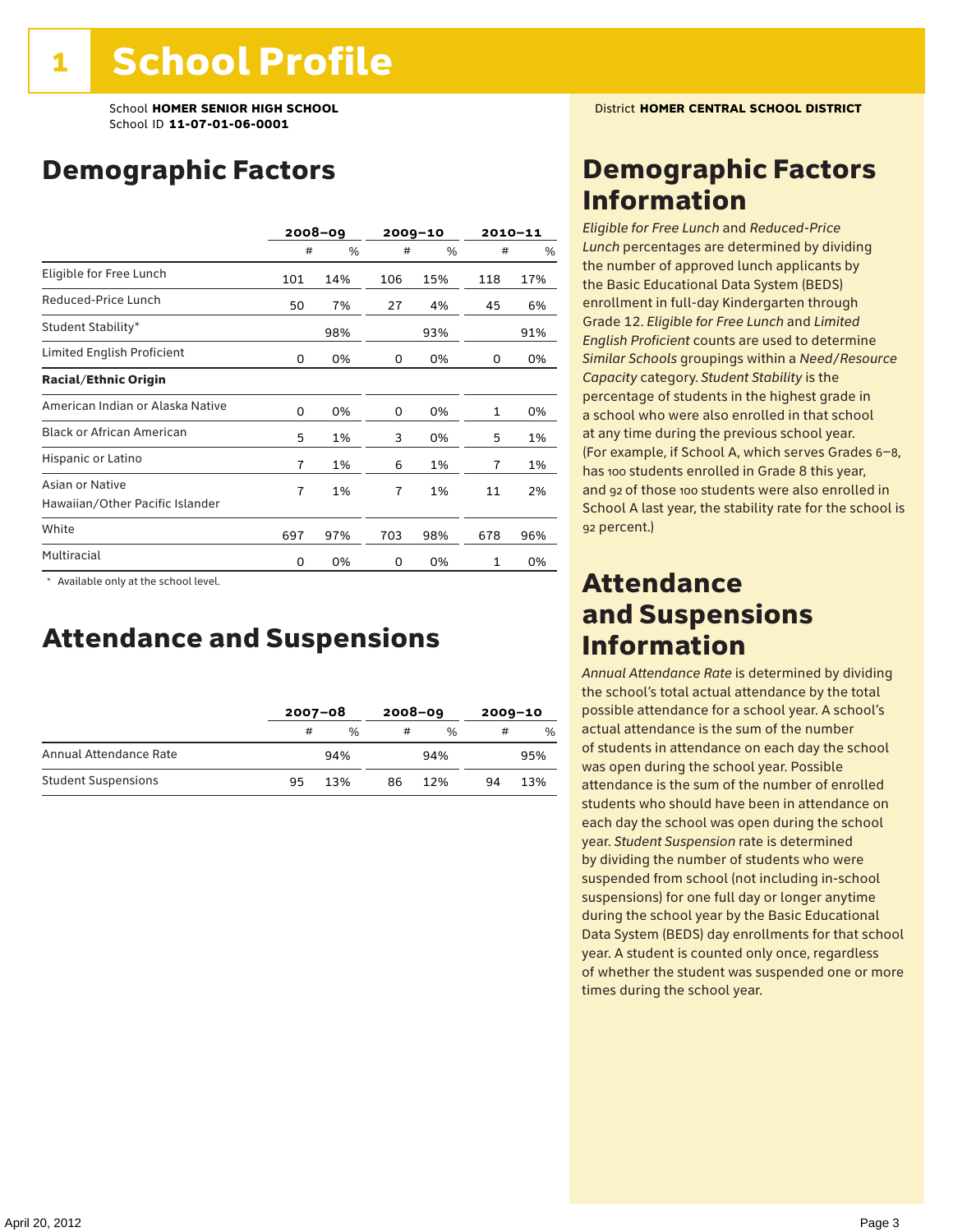# 1 School Profile

School **HOMER SENIOR HIGH SCHOOL**
School ID **11-07-01-06-0001**

District **HOMER CENTRAL SCHOOL DISTRICT**

## Demographic Factors

| | 2008–09 | | 2009–10 | | 2010–11 | |
|---|---|---|---|---|---|---|
| | # | % | # | % | # | % |
| Eligible for Free Lunch | 101 | 14% | 106 | 15% | 118 | 17% |
| Reduced-Price Lunch | 50 | 7% | 27 | 4% | 45 | 6% |
| Student Stability* | | 98% | | 93% | | 91% |
| Limited English Proficient | 0 | 0% | 0 | 0% | 0 | 0% |
| **Racial/Ethnic Origin** | | | | | | |
| American Indian or Alaska Native | 0 | 0% | 0 | 0% | 1 | 0% |
| Black or African American | 5 | 1% | 3 | 0% | 5 | 1% |
| Hispanic or Latino | 7 | 1% | 6 | 1% | 7 | 1% |
| Asian or Native Hawaiian/Other Pacific Islander | 7 | 1% | 7 | 1% | 11 | 2% |
| White | 697 | 97% | 703 | 98% | 678 | 96% |
| Multiracial | 0 | 0% | 0 | 0% | 1 | 0% |

\* Available only at the school level.

## Attendance and Suspensions

| | 2007–08 | | 2008–09 | | 2009–10 | |
|---|---|---|---|---|---|---|
| | # | % | # | % | # | % |
| Annual Attendance Rate | | 94% | | 94% | | 95% |
| Student Suspensions | 95 | 13% | 86 | 12% | 94 | 13% |

## Demographic Factors Information

*Eligible for Free Lunch* and *Reduced-Price Lunch* percentages are determined by dividing the number of approved lunch applicants by the Basic Educational Data System (BEDS) enrollment in full-day Kindergarten through Grade 12. *Eligible for Free Lunch* and *Limited English Proficient* counts are used to determine *Similar Schools* groupings within a *Need/Resource Capacity* category. *Student Stability* is the percentage of students in the highest grade in a school who were also enrolled in that school at any time during the previous school year. (For example, if School A, which serves Grades 6–8, has 100 students enrolled in Grade 8 this year, and 92 of those 100 students were also enrolled in School A last year, the stability rate for the school is 92 percent.)

## Attendance and Suspensions Information

*Annual Attendance Rate* is determined by dividing the school's total actual attendance by the total possible attendance for a school year. A school's actual attendance is the sum of the number of students in attendance on each day the school was open during the school year. Possible attendance is the sum of the number of enrolled students who should have been in attendance on each day the school was open during the school year. *Student Suspension* rate is determined by dividing the number of students who were suspended from school (not including in-school suspensions) for one full day or longer anytime during the school year by the Basic Educational Data System (BEDS) day enrollments for that school year. A student is counted only once, regardless of whether the student was suspended one or more times during the school year.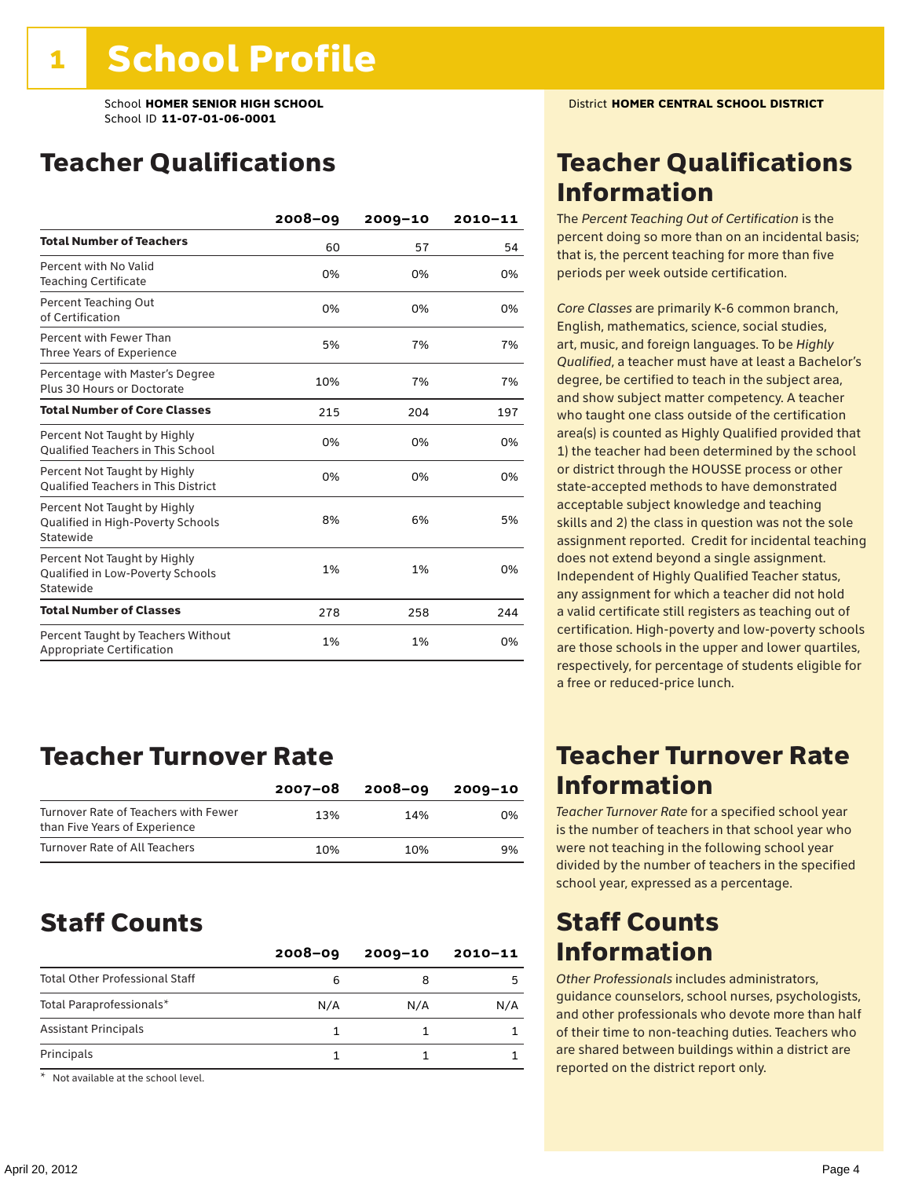# 1 School Profile

School **HOMER SENIOR HIGH SCHOOL**
School ID **11-07-01-06-0001**

District **HOMER CENTRAL SCHOOL DISTRICT**

## Teacher Qualifications

| | 2008–09 | 2009–10 | 2010–11 |
|---|---|---|---|
| **Total Number of Teachers** | 60 | 57 | 54 |
| Percent with No Valid Teaching Certificate | 0% | 0% | 0% |
| Percent Teaching Out of Certification | 0% | 0% | 0% |
| Percent with Fewer Than Three Years of Experience | 5% | 7% | 7% |
| Percentage with Master's Degree Plus 30 Hours or Doctorate | 10% | 7% | 7% |
| **Total Number of Core Classes** | 215 | 204 | 197 |
| Percent Not Taught by Highly Qualified Teachers in This School | 0% | 0% | 0% |
| Percent Not Taught by Highly Qualified Teachers in This District | 0% | 0% | 0% |
| Percent Not Taught by Highly Qualified in High-Poverty Schools Statewide | 8% | 6% | 5% |
| Percent Not Taught by Highly Qualified in Low-Poverty Schools Statewide | 1% | 1% | 0% |
| **Total Number of Classes** | 278 | 258 | 244 |
| Percent Taught by Teachers Without Appropriate Certification | 1% | 1% | 0% |

## Teacher Qualifications Information

The *Percent Teaching Out of Certification* is the percent doing so more than on an incidental basis; that is, the percent teaching for more than five periods per week outside certification.

*Core Classes* are primarily K-6 common branch, English, mathematics, science, social studies, art, music, and foreign languages. To be *Highly Qualified*, a teacher must have at least a Bachelor's degree, be certified to teach in the subject area, and show subject matter competency. A teacher who taught one class outside of the certification area(s) is counted as Highly Qualified provided that 1) the teacher had been determined by the school or district through the HOUSSE process or other state-accepted methods to have demonstrated acceptable subject knowledge and teaching skills and 2) the class in question was not the sole assignment reported. Credit for incidental teaching does not extend beyond a single assignment. Independent of Highly Qualified Teacher status, any assignment for which a teacher did not hold a valid certificate still registers as teaching out of certification. High-poverty and low-poverty schools are those schools in the upper and lower quartiles, respectively, for percentage of students eligible for a free or reduced-price lunch.

## Teacher Turnover Rate

| | 2007–08 | 2008–09 | 2009–10 |
|---|---|---|---|
| Turnover Rate of Teachers with Fewer than Five Years of Experience | 13% | 14% | 0% |
| Turnover Rate of All Teachers | 10% | 10% | 9% |

## Teacher Turnover Rate Information

*Teacher Turnover Rate* for a specified school year is the number of teachers in that school year who were not teaching in the following school year divided by the number of teachers in the specified school year, expressed as a percentage.

## Staff Counts

| | 2008–09 | 2009–10 | 2010–11 |
|---|---|---|---|
| Total Other Professional Staff | 6 | 8 | 5 |
| Total Paraprofessionals* | N/A | N/A | N/A |
| Assistant Principals | 1 | 1 | 1 |
| Principals | 1 | 1 | 1 |

\* Not available at the school level.

## Staff Counts Information

*Other Professionals* includes administrators, guidance counselors, school nurses, psychologists, and other professionals who devote more than half of their time to non-teaching duties. Teachers who are shared between buildings within a district are reported on the district report only.

April 20, 2012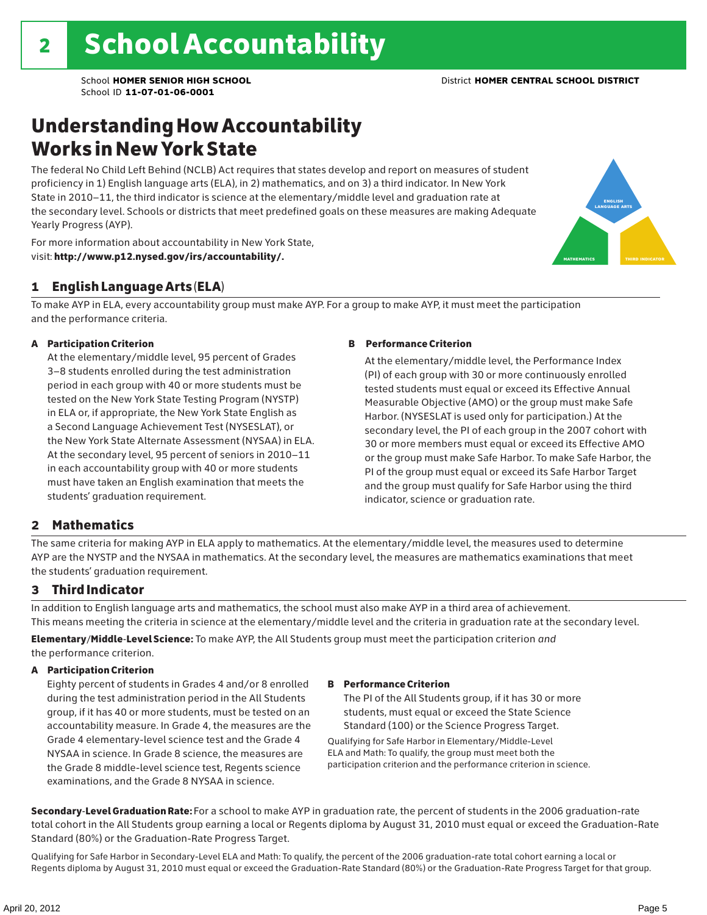# 2 School Accountability

School **HOMER SENIOR HIGH SCHOOL**
School ID **11-07-01-06-0001**
District **HOMER CENTRAL SCHOOL DISTRICT**

## Understanding How Accountability Works in New York State

The federal No Child Left Behind (NCLB) Act requires that states develop and report on measures of student proficiency in 1) English language arts (ELA), in 2) mathematics, and on 3) a third indicator. In New York State in 2010–11, the third indicator is science at the elementary/middle level and graduation rate at the secondary level. Schools or districts that meet predefined goals on these measures are making Adequate Yearly Progress (AYP).

For more information about accountability in New York State, visit: **http://www.p12.nysed.gov/irs/accountability/.**

ENGLISH LANGUAGE ARTS
MATHEMATICS
THIRD INDICATOR

### 1 English Language Arts (ELA)

To make AYP in ELA, every accountability group must make AYP. For a group to make AYP, it must meet the participation and the performance criteria.

**A Participation Criterion**

At the elementary/middle level, 95 percent of Grades 3–8 students enrolled during the test administration period in each group with 40 or more students must be tested on the New York State Testing Program (NYSTP) in ELA or, if appropriate, the New York State English as a Second Language Achievement Test (NYSESLAT), or the New York State Alternate Assessment (NYSAA) in ELA. At the secondary level, 95 percent of seniors in 2010–11 in each accountability group with 40 or more students must have taken an English examination that meets the students' graduation requirement.

**B Performance Criterion**

At the elementary/middle level, the Performance Index (PI) of each group with 30 or more continuously enrolled tested students must equal or exceed its Effective Annual Measurable Objective (AMO) or the group must make Safe Harbor. (NYSESLAT is used only for participation.) At the secondary level, the PI of each group in the 2007 cohort with 30 or more members must equal or exceed its Effective AMO or the group must make Safe Harbor. To make Safe Harbor, the PI of the group must equal or exceed its Safe Harbor Target and the group must qualify for Safe Harbor using the third indicator, science or graduation rate.

### 2 Mathematics

The same criteria for making AYP in ELA apply to mathematics. At the elementary/middle level, the measures used to determine AYP are the NYSTP and the NYSAA in mathematics. At the secondary level, the measures are mathematics examinations that meet the students' graduation requirement.

### 3 Third Indicator

In addition to English language arts and mathematics, the school must also make AYP in a third area of achievement. This means meeting the criteria in science at the elementary/middle level and the criteria in graduation rate at the secondary level.

**Elementary/Middle-Level Science:** To make AYP, the All Students group must meet the participation criterion *and* the performance criterion.

**A Participation Criterion**

Eighty percent of students in Grades 4 and/or 8 enrolled during the test administration period in the All Students group, if it has 40 or more students, must be tested on an accountability measure. In Grade 4, the measures are the Grade 4 elementary-level science test and the Grade 4 NYSAA in science. In Grade 8 science, the measures are the Grade 8 middle-level science test, Regents science examinations, and the Grade 8 NYSAA in science.

**B Performance Criterion**

The PI of the All Students group, if it has 30 or more students, must equal or exceed the State Science Standard (100) or the Science Progress Target.

Qualifying for Safe Harbor in Elementary/Middle-Level ELA and Math: To qualify, the group must meet both the participation criterion and the performance criterion in science.

**Secondary-Level Graduation Rate:** For a school to make AYP in graduation rate, the percent of students in the 2006 graduation-rate total cohort in the All Students group earning a local or Regents diploma by August 31, 2010 must equal or exceed the Graduation-Rate Standard (80%) or the Graduation-Rate Progress Target.

Qualifying for Safe Harbor in Secondary-Level ELA and Math: To qualify, the percent of the 2006 graduation-rate total cohort earning a local or Regents diploma by August 31, 2010 must equal or exceed the Graduation-Rate Standard (80%) or the Graduation-Rate Progress Target for that group.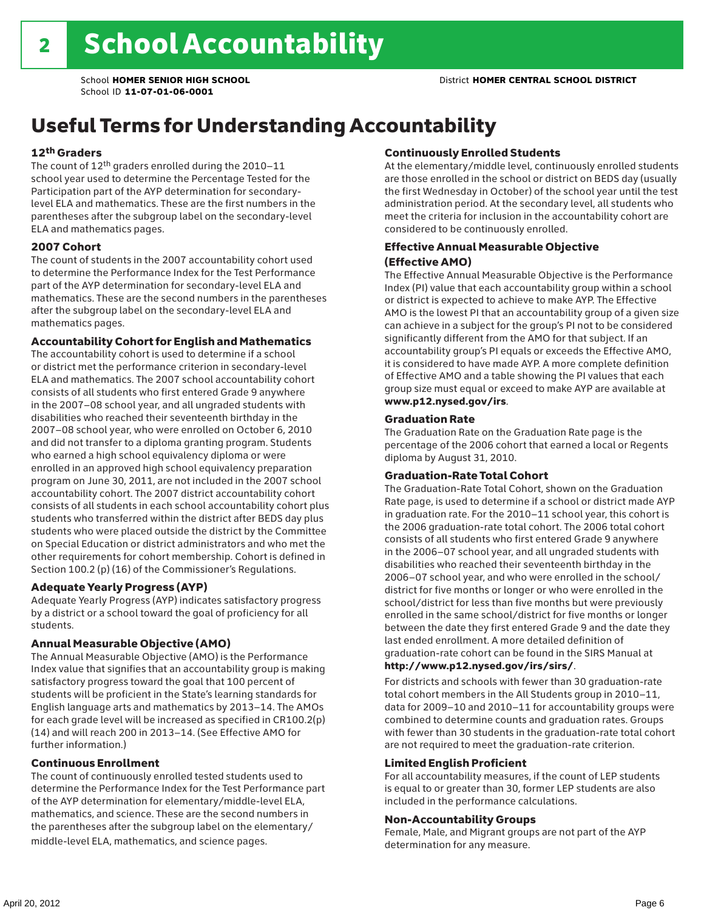# 2 School Accountability

School **HOMER SENIOR HIGH SCHOOL**
School ID **11-07-01-06-0001**

District **HOMER CENTRAL SCHOOL DISTRICT**

## Useful Terms for Understanding Accountability

### 12th Graders

The count of 12th graders enrolled during the 2010–11 school year used to determine the Percentage Tested for the Participation part of the AYP determination for secondary-level ELA and mathematics. These are the first numbers in the parentheses after the subgroup label on the secondary-level ELA and mathematics pages.

### 2007 Cohort

The count of students in the 2007 accountability cohort used to determine the Performance Index for the Test Performance part of the AYP determination for secondary-level ELA and mathematics. These are the second numbers in the parentheses after the subgroup label on the secondary-level ELA and mathematics pages.

### Accountability Cohort for English and Mathematics

The accountability cohort is used to determine if a school or district met the performance criterion in secondary-level ELA and mathematics. The 2007 school accountability cohort consists of all students who first entered Grade 9 anywhere in the 2007–08 school year, and all ungraded students with disabilities who reached their seventeenth birthday in the 2007–08 school year, who were enrolled on October 6, 2010 and did not transfer to a diploma granting program. Students who earned a high school equivalency diploma or were enrolled in an approved high school equivalency preparation program on June 30, 2011, are not included in the 2007 school accountability cohort. The 2007 district accountability cohort consists of all students in each school accountability cohort plus students who transferred within the district after BEDS day plus students who were placed outside the district by the Committee on Special Education or district administrators and who met the other requirements for cohort membership. Cohort is defined in Section 100.2 (p) (16) of the Commissioner's Regulations.

### Adequate Yearly Progress (AYP)

Adequate Yearly Progress (AYP) indicates satisfactory progress by a district or a school toward the goal of proficiency for all students.

### Annual Measurable Objective (AMO)

The Annual Measurable Objective (AMO) is the Performance Index value that signifies that an accountability group is making satisfactory progress toward the goal that 100 percent of students will be proficient in the State's learning standards for English language arts and mathematics by 2013–14. The AMOs for each grade level will be increased as specified in CR100.2(p)(14) and will reach 200 in 2013–14. (See Effective AMO for further information.)

### Continuous Enrollment

The count of continuously enrolled tested students used to determine the Performance Index for the Test Performance part of the AYP determination for elementary/middle-level ELA, mathematics, and science. These are the second numbers in the parentheses after the subgroup label on the elementary/middle-level ELA, mathematics, and science pages.

### Continuously Enrolled Students

At the elementary/middle level, continuously enrolled students are those enrolled in the school or district on BEDS day (usually the first Wednesday in October) of the school year until the test administration period. At the secondary level, all students who meet the criteria for inclusion in the accountability cohort are considered to be continuously enrolled.

### Effective Annual Measurable Objective (Effective AMO)

The Effective Annual Measurable Objective is the Performance Index (PI) value that each accountability group within a school or district is expected to achieve to make AYP. The Effective AMO is the lowest PI that an accountability group of a given size can achieve in a subject for the group's PI not to be considered significantly different from the AMO for that subject. If an accountability group's PI equals or exceeds the Effective AMO, it is considered to have made AYP. A more complete definition of Effective AMO and a table showing the PI values that each group size must equal or exceed to make AYP are available at **www.p12.nysed.gov/irs**.

### Graduation Rate

The Graduation Rate on the Graduation Rate page is the percentage of the 2006 cohort that earned a local or Regents diploma by August 31, 2010.

### Graduation-Rate Total Cohort

The Graduation-Rate Total Cohort, shown on the Graduation Rate page, is used to determine if a school or district made AYP in graduation rate. For the 2010–11 school year, this cohort is the 2006 graduation-rate total cohort. The 2006 total cohort consists of all students who first entered Grade 9 anywhere in the 2006–07 school year, and all ungraded students with disabilities who reached their seventeenth birthday in the 2006–07 school year, and who were enrolled in the school/district for five months or longer or who were enrolled in the school/district for less than five months but were previously enrolled in the same school/district for five months or longer between the date they first entered Grade 9 and the date they last ended enrollment. A more detailed definition of graduation-rate cohort can be found in the SIRS Manual at **http://www.p12.nysed.gov/irs/sirs/**.

For districts and schools with fewer than 30 graduation-rate total cohort members in the All Students group in 2010–11, data for 2009–10 and 2010–11 for accountability groups were combined to determine counts and graduation rates. Groups with fewer than 30 students in the graduation-rate total cohort are not required to meet the graduation-rate criterion.

### Limited English Proficient

For all accountability measures, if the count of LEP students is equal to or greater than 30, former LEP students are also included in the performance calculations.

### Non-Accountability Groups

Female, Male, and Migrant groups are not part of the AYP determination for any measure.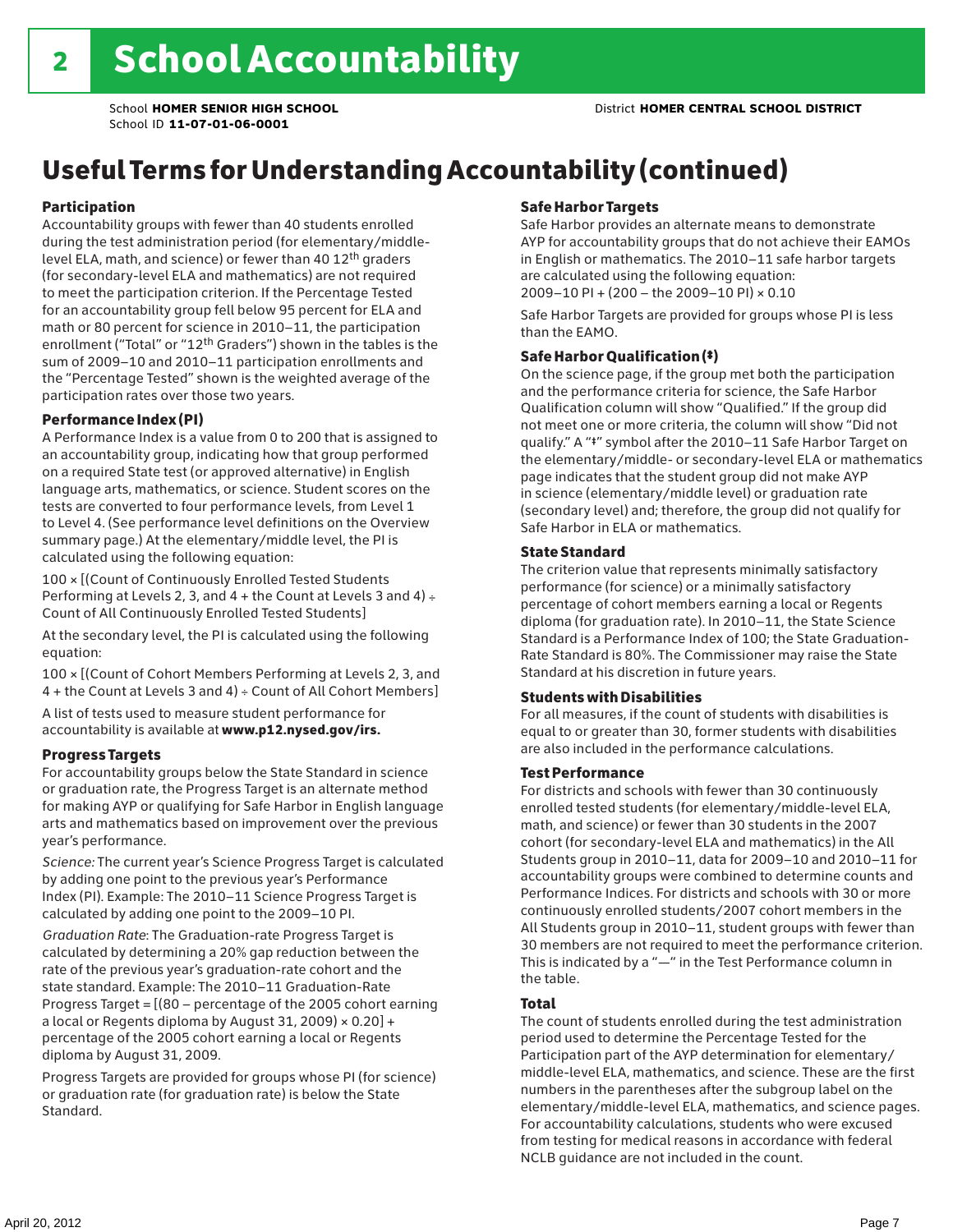# 2 School Accountability

School **HOMER SENIOR HIGH SCHOOL**
School ID **11-07-01-06-0001**
District **HOMER CENTRAL SCHOOL DISTRICT**

## Useful Terms for Understanding Accountability (continued)

### Participation

Accountability groups with fewer than 40 students enrolled during the test administration period (for elementary/middle-level ELA, math, and science) or fewer than 40 12th graders (for secondary-level ELA and mathematics) are not required to meet the participation criterion. If the Percentage Tested for an accountability group fell below 95 percent for ELA and math or 80 percent for science in 2010–11, the participation enrollment ("Total" or "12th Graders") shown in the tables is the sum of 2009–10 and 2010–11 participation enrollments and the "Percentage Tested" shown is the weighted average of the participation rates over those two years.

### Performance Index (PI)

A Performance Index is a value from 0 to 200 that is assigned to an accountability group, indicating how that group performed on a required State test (or approved alternative) in English language arts, mathematics, or science. Student scores on the tests are converted to four performance levels, from Level 1 to Level 4. (See performance level definitions on the Overview summary page.) At the elementary/middle level, the PI is calculated using the following equation:

100 × [(Count of Continuously Enrolled Tested Students Performing at Levels 2, 3, and 4 + the Count at Levels 3 and 4) ÷ Count of All Continuously Enrolled Tested Students]

At the secondary level, the PI is calculated using the following equation:

100 × [(Count of Cohort Members Performing at Levels 2, 3, and 4 + the Count at Levels 3 and 4) ÷ Count of All Cohort Members]

A list of tests used to measure student performance for accountability is available at **www.p12.nysed.gov/irs.**

### Progress Targets

For accountability groups below the State Standard in science or graduation rate, the Progress Target is an alternate method for making AYP or qualifying for Safe Harbor in English language arts and mathematics based on improvement over the previous year's performance.

*Science:* The current year's Science Progress Target is calculated by adding one point to the previous year's Performance Index (PI). Example: The 2010–11 Science Progress Target is calculated by adding one point to the 2009–10 PI.

*Graduation Rate*: The Graduation-rate Progress Target is calculated by determining a 20% gap reduction between the rate of the previous year's graduation-rate cohort and the state standard. Example: The 2010–11 Graduation-Rate Progress Target = [(80 – percentage of the 2005 cohort earning a local or Regents diploma by August 31, 2009) × 0.20] + percentage of the 2005 cohort earning a local or Regents diploma by August 31, 2009.

Progress Targets are provided for groups whose PI (for science) or graduation rate (for graduation rate) is below the State Standard.

### Safe Harbor Targets

Safe Harbor provides an alternate means to demonstrate AYP for accountability groups that do not achieve their EAMOs in English or mathematics. The 2010–11 safe harbor targets are calculated using the following equation:
2009–10 PI + (200 – the 2009–10 PI) × 0.10

Safe Harbor Targets are provided for groups whose PI is less than the EAMO.

### Safe Harbor Qualification (‡)

On the science page, if the group met both the participation and the performance criteria for science, the Safe Harbor Qualification column will show "Qualified." If the group did not meet one or more criteria, the column will show "Did not qualify." A "‡" symbol after the 2010–11 Safe Harbor Target on the elementary/middle- or secondary-level ELA or mathematics page indicates that the student group did not make AYP in science (elementary/middle level) or graduation rate (secondary level) and; therefore, the group did not qualify for Safe Harbor in ELA or mathematics.

### State Standard

The criterion value that represents minimally satisfactory performance (for science) or a minimally satisfactory percentage of cohort members earning a local or Regents diploma (for graduation rate). In 2010–11, the State Science Standard is a Performance Index of 100; the State Graduation-Rate Standard is 80%. The Commissioner may raise the State Standard at his discretion in future years.

### Students with Disabilities

For all measures, if the count of students with disabilities is equal to or greater than 30, former students with disabilities are also included in the performance calculations.

### Test Performance

For districts and schools with fewer than 30 continuously enrolled tested students (for elementary/middle-level ELA, math, and science) or fewer than 30 students in the 2007 cohort (for secondary-level ELA and mathematics) in the All Students group in 2010–11, data for 2009–10 and 2010–11 for accountability groups were combined to determine counts and Performance Indices. For districts and schools with 30 or more continuously enrolled students/2007 cohort members in the All Students group in 2010–11, student groups with fewer than 30 members are not required to meet the performance criterion. This is indicated by a "—" in the Test Performance column in the table.

### Total

The count of students enrolled during the test administration period used to determine the Percentage Tested for the Participation part of the AYP determination for elementary/middle-level ELA, mathematics, and science. These are the first numbers in the parentheses after the subgroup label on the elementary/middle-level ELA, mathematics, and science pages. For accountability calculations, students who were excused from testing for medical reasons in accordance with federal NCLB guidance are not included in the count.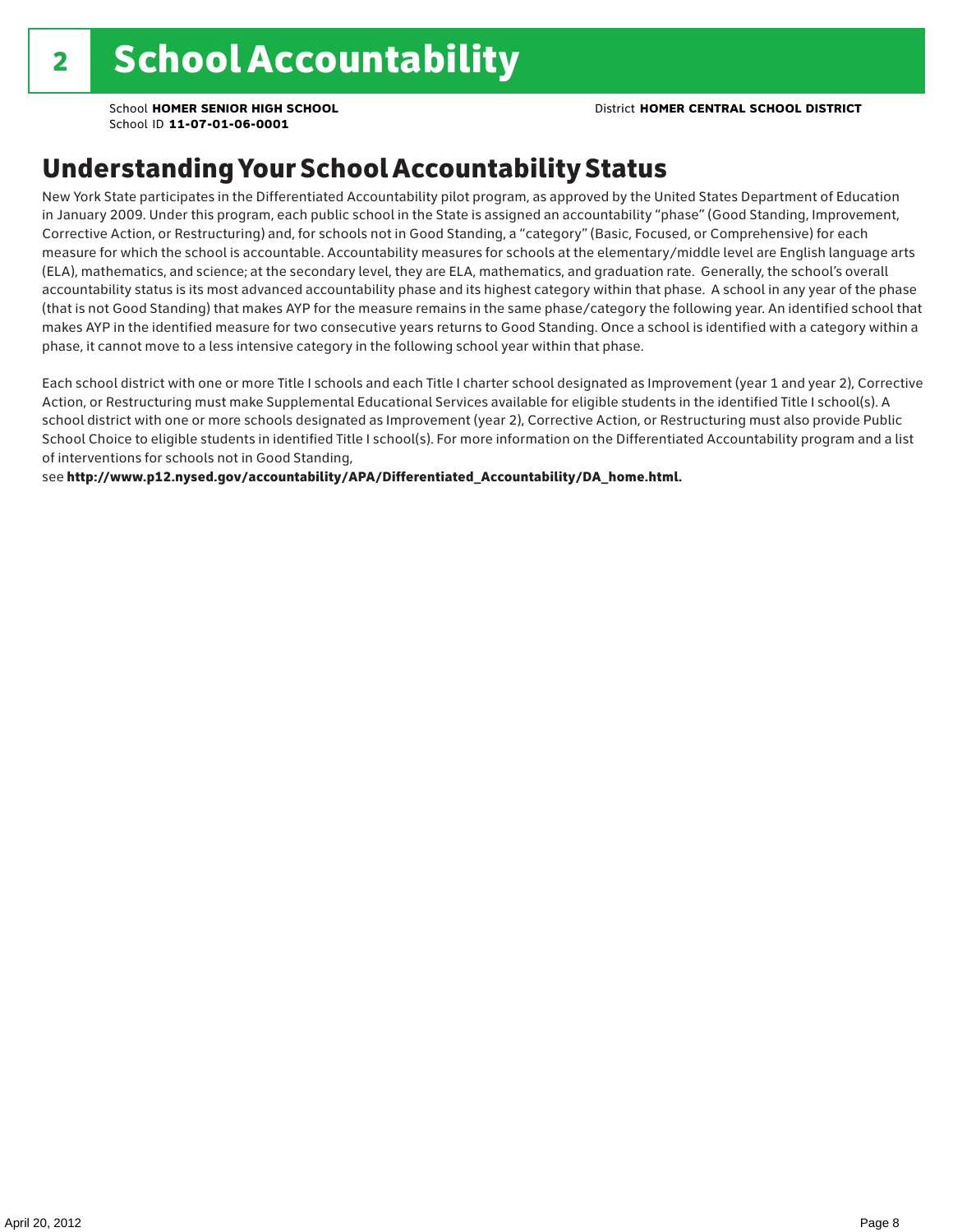# 2 School Accountability

School **HOMER SENIOR HIGH SCHOOL**
School ID **11-07-01-06-0001**

District **HOMER CENTRAL SCHOOL DISTRICT**

## Understanding Your School Accountability Status

New York State participates in the Differentiated Accountability pilot program, as approved by the United States Department of Education in January 2009. Under this program, each public school in the State is assigned an accountability "phase" (Good Standing, Improvement, Corrective Action, or Restructuring) and, for schools not in Good Standing, a "category" (Basic, Focused, or Comprehensive) for each measure for which the school is accountable. Accountability measures for schools at the elementary/middle level are English language arts (ELA), mathematics, and science; at the secondary level, they are ELA, mathematics, and graduation rate. Generally, the school's overall accountability status is its most advanced accountability phase and its highest category within that phase. A school in any year of the phase (that is not Good Standing) that makes AYP for the measure remains in the same phase/category the following year. An identified school that makes AYP in the identified measure for two consecutive years returns to Good Standing. Once a school is identified with a category within a phase, it cannot move to a less intensive category in the following school year within that phase.

Each school district with one or more Title I schools and each Title I charter school designated as Improvement (year 1 and year 2), Corrective Action, or Restructuring must make Supplemental Educational Services available for eligible students in the identified Title I school(s). A school district with one or more schools designated as Improvement (year 2), Corrective Action, or Restructuring must also provide Public School Choice to eligible students in identified Title I school(s). For more information on the Differentiated Accountability program and a list of interventions for schools not in Good Standing,
see **http://www.p12.nysed.gov/accountability/APA/Differentiated_Accountability/DA_home.html.**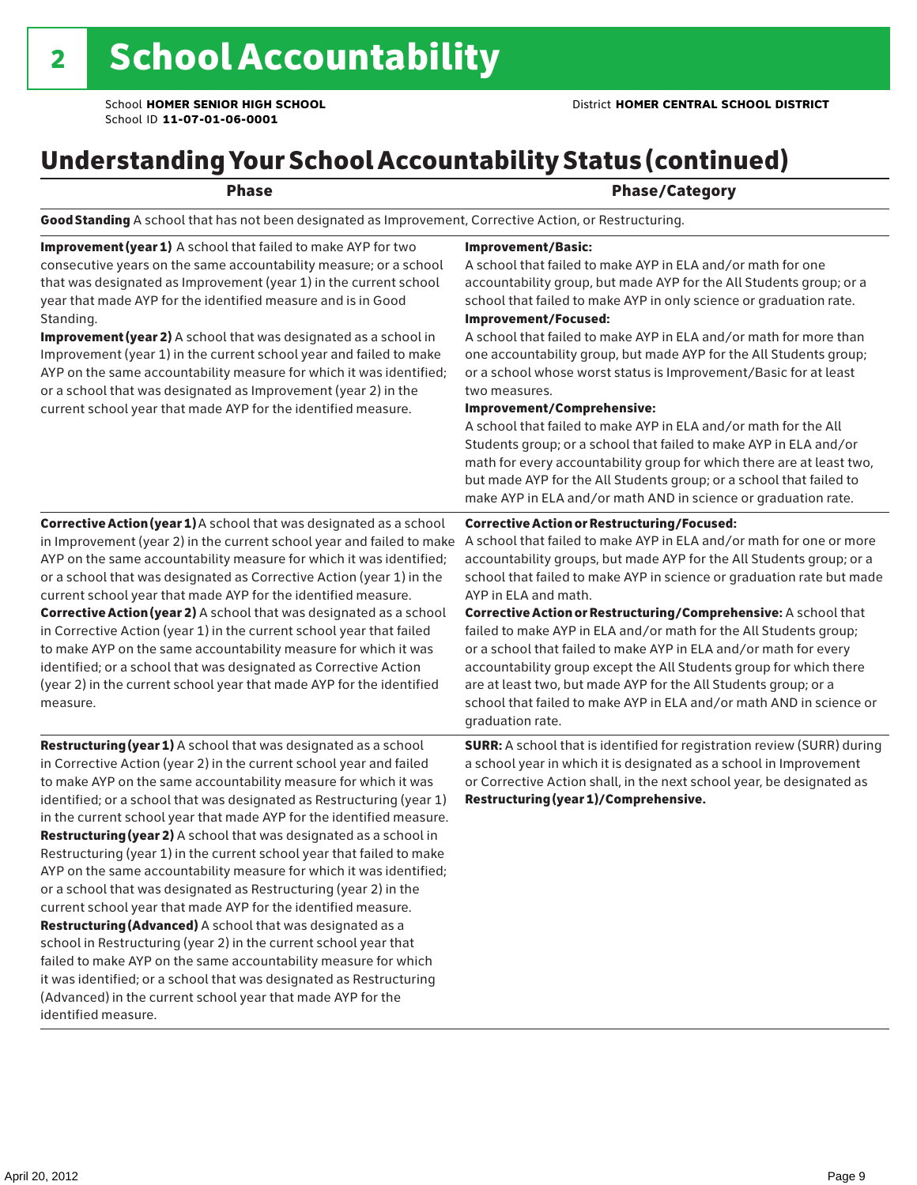# 2 School Accountability

School **HOMER SENIOR HIGH SCHOOL**
School ID **11-07-01-06-0001**

District **HOMER CENTRAL SCHOOL DISTRICT**

## Understanding Your School Accountability Status (continued)

| Phase | Phase/Category |
|---|---|
| **Good Standing** A school that has not been designated as Improvement, Corrective Action, or Restructuring. | |
| **Improvement (year 1)** A school that failed to make AYP for two consecutive years on the same accountability measure; or a school that was designated as Improvement (year 1) in the current school year that made AYP for the identified measure and is in Good Standing. **Improvement (year 2)** A school that was designated as a school in Improvement (year 1) in the current school year and failed to make AYP on the same accountability measure for which it was identified; or a school that was designated as Improvement (year 2) in the current school year that made AYP for the identified measure. | **Improvement/Basic:** A school that failed to make AYP in ELA and/or math for one accountability group, but made AYP for the All Students group; or a school that failed to make AYP in only science or graduation rate. **Improvement/Focused:** A school that failed to make AYP in ELA and/or math for more than one accountability group, but made AYP for the All Students group; or a school whose worst status is Improvement/Basic for at least two measures. **Improvement/Comprehensive:** A school that failed to make AYP in ELA and/or math for the All Students group; or a school that failed to make AYP in ELA and/or math for every accountability group for which there are at least two, but made AYP for the All Students group; or a school that failed to make AYP in ELA and/or math AND in science or graduation rate. |
| **Corrective Action (year 1)** A school that was designated as a school in Improvement (year 2) in the current school year and failed to make AYP on the same accountability measure for which it was identified; or a school that was designated as Corrective Action (year 1) in the current school year that made AYP for the identified measure. **Corrective Action (year 2)** A school that was designated as a school in Corrective Action (year 1) in the current school year that failed to make AYP on the same accountability measure for which it was identified; or a school that was designated as Corrective Action (year 2) in the current school year that made AYP for the identified measure. | **Corrective Action or Restructuring/Focused:** A school that failed to make AYP in ELA and/or math for one or more accountability groups, but made AYP for the All Students group; or a school that failed to make AYP in science or graduation rate but made AYP in ELA and math. **Corrective Action or Restructuring/Comprehensive:** A school that failed to make AYP in ELA and/or math for the All Students group; or a school that failed to make AYP in ELA and/or math for every accountability group except the All Students group for which there are at least two, but made AYP for the All Students group; or a school that failed to make AYP in ELA and/or math AND in science or graduation rate. |
| **Restructuring (year 1)** A school that was designated as a school in Corrective Action (year 2) in the current school year and failed to make AYP on the same accountability measure for which it was identified; or a school that was designated as Restructuring (year 1) in the current school year that made AYP for the identified measure. **Restructuring (year 2)** A school that was designated as a school in Restructuring (year 1) in the current school year that failed to make AYP on the same accountability measure for which it was identified; or a school that was designated as Restructuring (year 2) in the current school year that made AYP for the identified measure. **Restructuring (Advanced)** A school that was designated as a school in Restructuring (year 2) in the current school year that failed to make AYP on the same accountability measure for which it was identified; or a school that was designated as Restructuring (Advanced) in the current school year that made AYP for the identified measure. | **SURR:** A school that is identified for registration review (SURR) during a school year in which it is designated as a school in Improvement or Corrective Action shall, in the next school year, be designated as **Restructuring (year 1)/Comprehensive.** |

April 20, 2012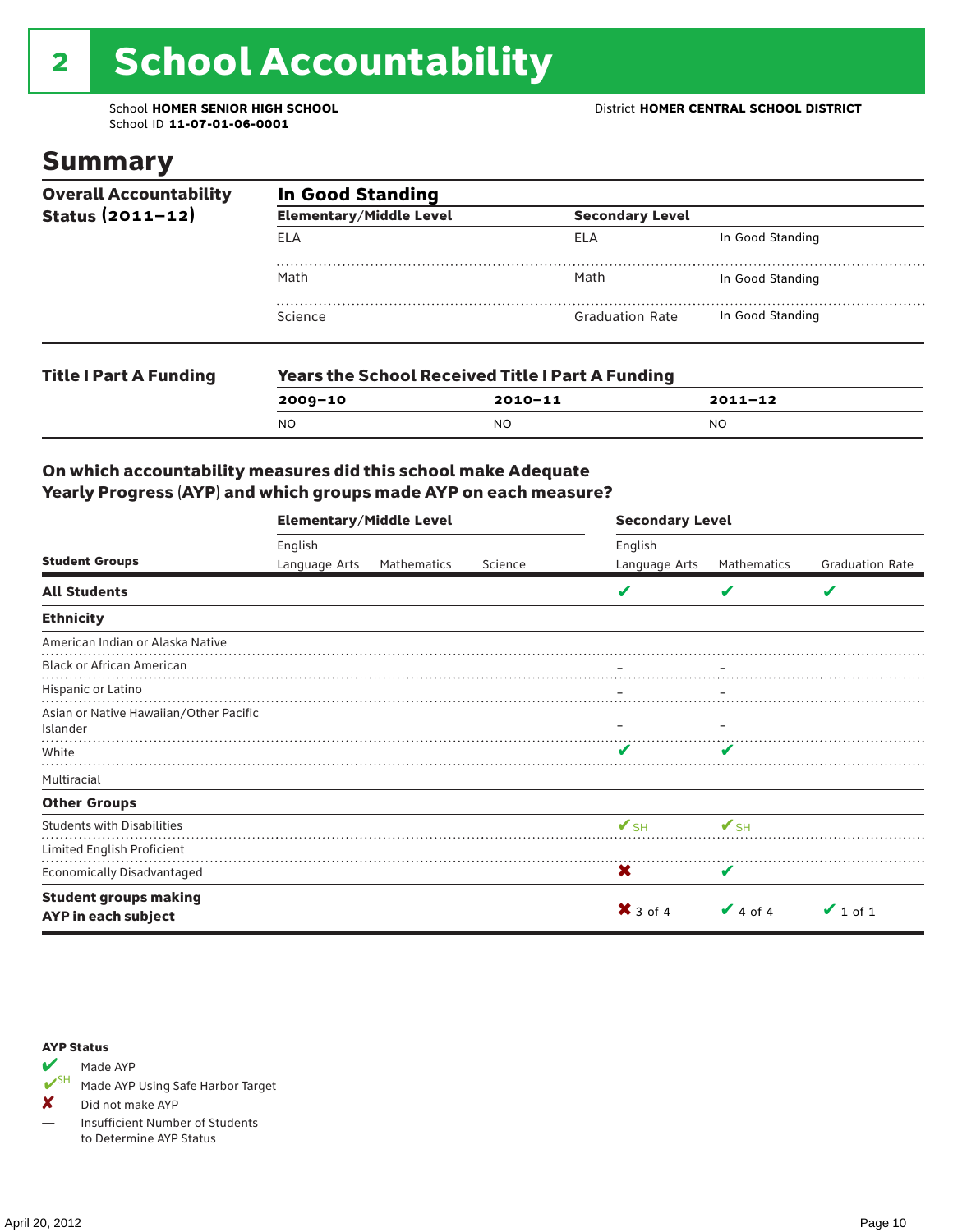# 2 School Accountability

School **HOMER SENIOR HIGH SCHOOL**
School ID **11-07-01-06-0001**

District **HOMER CENTRAL SCHOOL DISTRICT**

## Summary

**Overall Accountability Status (2011–12)**

**In Good Standing**

| Elementary/Middle Level | Secondary Level | |
|---|---|---|
| ELA | ELA | In Good Standing |
| Math | Math | In Good Standing |
| Science | Graduation Rate | In Good Standing |

**Title I Part A Funding**

**Years the School Received Title I Part A Funding**

| 2009–10 | 2010–11 | 2011–12 |
|---|---|---|
| NO | NO | NO |

### On which accountability measures did this school make Adequate Yearly Progress (AYP) and which groups made AYP on each measure?

| Student Groups | Elementary/Middle Level: English Language Arts | Elementary/Middle Level: Mathematics | Elementary/Middle Level: Science | Secondary Level: English Language Arts | Secondary Level: Mathematics | Secondary Level: Graduation Rate |
|---|---|---|---|---|---|---|
| **All Students** | | | | ✔ | ✔ | ✔ |
| **Ethnicity** | | | | | | |
| American Indian or Alaska Native | | | | | | |
| Black or African American | | | | – | – | |
| Hispanic or Latino | | | | – | – | |
| Asian or Native Hawaiian/Other Pacific Islander | | | | – | – | |
| White | | | | ✔ | ✔ | |
| Multiracial | | | | | | |
| **Other Groups** | | | | | | |
| Students with Disabilities | | | | ✔SH | ✔SH | |
| Limited English Proficient | | | | | | |
| Economically Disadvantaged | | | | ✘ | ✔ | |
| **Student groups making AYP in each subject** | | | | ✘ 3 of 4 | ✔ 4 of 4 | ✔ 1 of 1 |

**AYP Status**

- ✔ Made AYP
- ✔SH Made AYP Using Safe Harbor Target
- ✘ Did not make AYP
- — Insufficient Number of Students to Determine AYP Status

April 20, 2012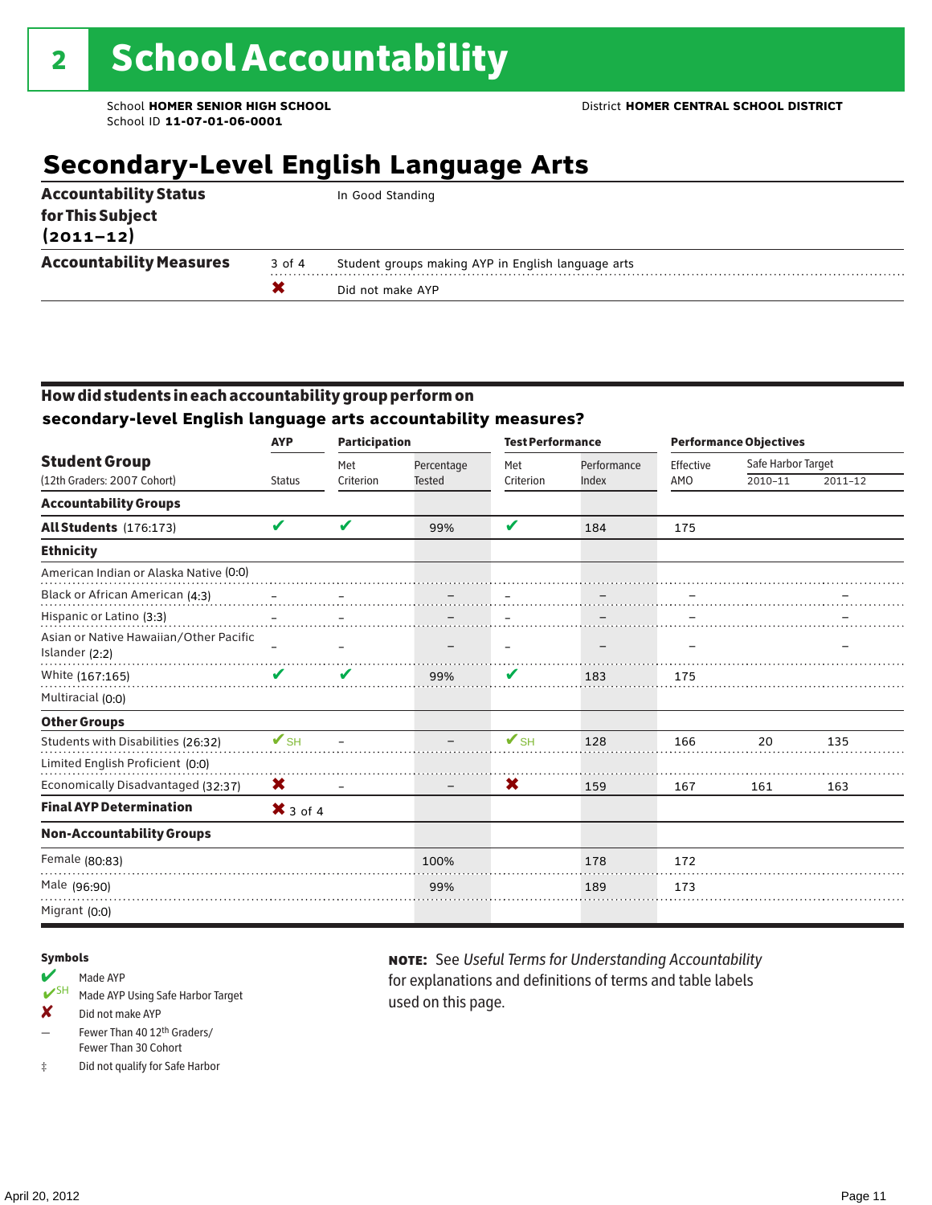# 2 School Accountability

School **HOMER SENIOR HIGH SCHOOL**
School ID **11-07-01-06-0001**

District **HOMER CENTRAL SCHOOL DISTRICT**

## Secondary-Level English Language Arts

| | | |
|---|---|---|
| **Accountability Status for This Subject (2011–12)** | | In Good Standing |
| **Accountability Measures** | 3 of 4 | Student groups making AYP in English language arts |
| | ✘ | Did not make AYP |

### How did students in each accountability group perform on secondary-level English language arts accountability measures?

| Student Group (12th Graders: 2007 Cohort) | AYP Status | Participation Met Criterion | Participation Percentage Tested | Test Performance Met Criterion | Test Performance Performance Index | Performance Objectives Effective AMO | Safe Harbor Target 2010–11 | Safe Harbor Target 2011–12 |
|---|---|---|---|---|---|---|---|---|
| **Accountability Groups** | | | | | | | | |
| **All Students** (176:173) | ✔ | ✔ | 99% | ✔ | 184 | 175 | | |
| **Ethnicity** | | | | | | | | |
| American Indian or Alaska Native (0:0) | | | | | | | | |
| Black or African American (4:3) | – | – | – | – | – | – | | – |
| Hispanic or Latino (3:3) | – | – | – | – | – | – | | – |
| Asian or Native Hawaiian/Other Pacific Islander (2:2) | – | – | – | – | – | – | | – |
| White (167:165) | ✔ | ✔ | 99% | ✔ | 183 | 175 | | |
| Multiracial (0:0) | | | | | | | | |
| **Other Groups** | | | | | | | | |
| Students with Disabilities (26:32) | ✔SH | – | – | ✔SH | 128 | 166 | 20 | 135 |
| Limited English Proficient (0:0) | | | | | | | | |
| Economically Disadvantaged (32:37) | ✘ | – | – | ✘ | 159 | 167 | 161 | 163 |
| **Final AYP Determination** | ✘ 3 of 4 | | | | | | | |
| **Non-Accountability Groups** | | | | | | | | |
| Female (80:83) | | | 100% | | 178 | 172 | | |
| Male (96:90) | | | 99% | | 189 | 173 | | |
| Migrant (0:0) | | | | | | | | |

**Symbols**

- ✔ Made AYP
- ✔SH Made AYP Using Safe Harbor Target
- ✘ Did not make AYP
- – Fewer Than 40 12th Graders/ Fewer Than 30 Cohort
- ‡ Did not qualify for Safe Harbor

**NOTE:** See *Useful Terms for Understanding Accountability* for explanations and definitions of terms and table labels used on this page.

April 20, 2012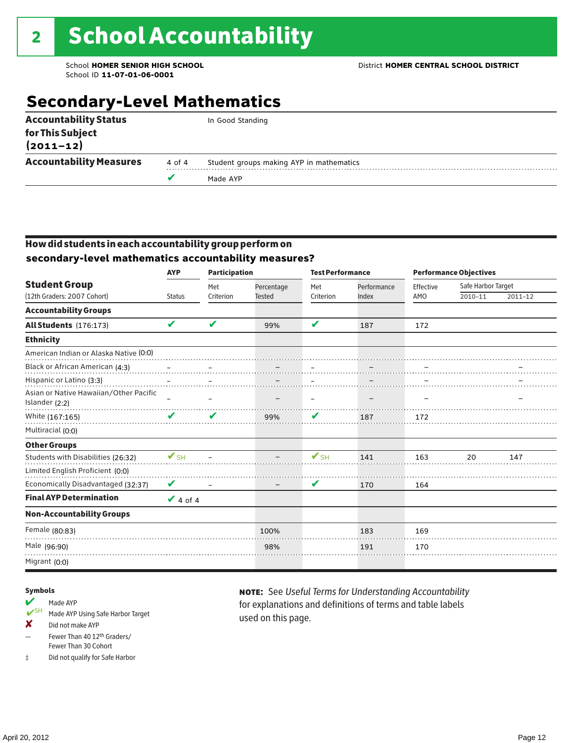# 2 School Accountability

School **HOMER SENIOR HIGH SCHOOL**
School ID **11-07-01-06-0001**

District **HOMER CENTRAL SCHOOL DISTRICT**

## Secondary-Level Mathematics

| | | |
|---|---|---|
| **Accountability Status for This Subject (2011–12)** | | In Good Standing |
| **Accountability Measures** | 4 of 4 | Student groups making AYP in mathematics |
| | ✔ | Made AYP |

### How did students in each accountability group perform on secondary-level mathematics accountability measures?

| Student Group (12th Graders: 2007 Cohort) | AYP Status | Participation Met Criterion | Participation Percentage Tested | Test Performance Met Criterion | Test Performance Performance Index | Performance Objectives Effective AMO | Safe Harbor Target 2010–11 | Safe Harbor Target 2011–12 |
|---|---|---|---|---|---|---|---|---|
| **Accountability Groups** | | | | | | | | |
| **All Students** (176:173) | ✔ | ✔ | 99% | ✔ | 187 | 172 | | |
| **Ethnicity** | | | | | | | | |
| American Indian or Alaska Native (0:0) | | | | | | | | |
| Black or African American (4:3) | – | – | – | – | – | – | | – |
| Hispanic or Latino (3:3) | – | – | – | – | – | – | | – |
| Asian or Native Hawaiian/Other Pacific Islander (2:2) | – | – | – | – | – | – | | – |
| White (167:165) | ✔ | ✔ | 99% | ✔ | 187 | 172 | | |
| Multiracial (0:0) | | | | | | | | |
| **Other Groups** | | | | | | | | |
| Students with Disabilities (26:32) | ✔SH | – | – | ✔SH | 141 | 163 | 20 | 147 |
| Limited English Proficient (0:0) | | | | | | | | |
| Economically Disadvantaged (32:37) | ✔ | – | – | ✔ | 170 | 164 | | |
| **Final AYP Determination** | ✔ 4 of 4 | | | | | | | |
| **Non-Accountability Groups** | | | | | | | | |
| Female (80:83) | | | 100% | | 183 | 169 | | |
| Male (96:90) | | | 98% | | 191 | 170 | | |
| Migrant (0:0) | | | | | | | | |

**Symbols**

- ✔ Made AYP
- ✔SH Made AYP Using Safe Harbor Target
- ✘ Did not make AYP
- — Fewer Than 40 12th Graders/ Fewer Than 30 Cohort
- ‡ Did not qualify for Safe Harbor

**NOTE:** See *Useful Terms for Understanding Accountability* for explanations and definitions of terms and table labels used on this page.

April 20, 2012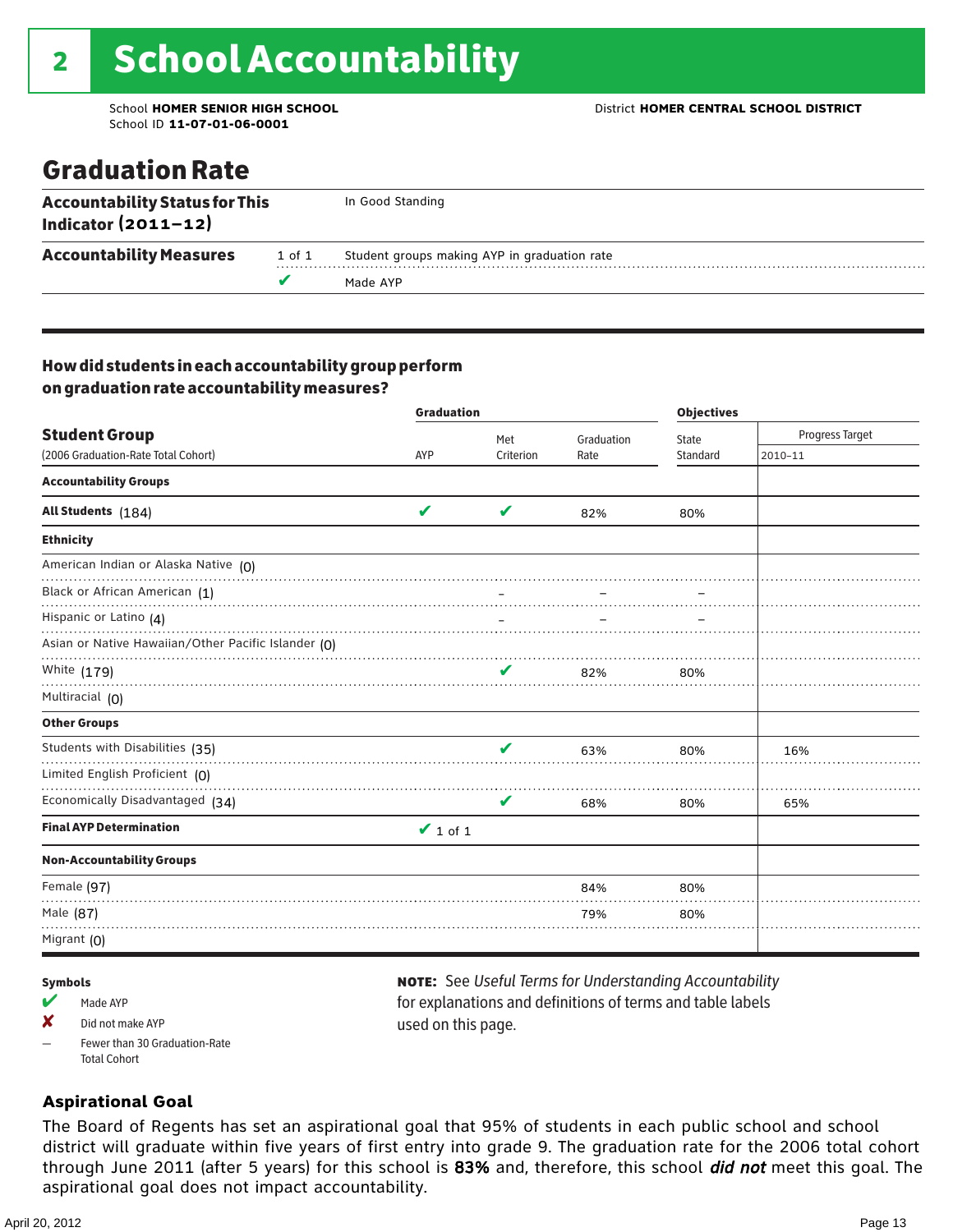# 2 School Accountability

School **HOMER SENIOR HIGH SCHOOL**
School ID **11-07-01-06-0001**

District **HOMER CENTRAL SCHOOL DISTRICT**

## Graduation Rate

| | | |
|---|---|---|
| **Accountability Status for This Indicator (2011–12)** | | In Good Standing |
| **Accountability Measures** | 1 of 1 | Student groups making AYP in graduation rate |
| | ✔ | Made AYP |

### How did students in each accountability group perform on graduation rate accountability measures?

| Student Group (2006 Graduation-Rate Total Cohort) | Graduation | | | Objectives | |
|---|---|---|---|---|---|
| | AYP | Met Criterion | Graduation Rate | State Standard | Progress Target 2010–11 |
| **Accountability Groups** | | | | | |
| **All Students** (184) | ✔ | ✔ | 82% | 80% | |
| **Ethnicity** | | | | | |
| American Indian or Alaska Native (0) | | | | | |
| Black or African American (1) | | – | – | – | |
| Hispanic or Latino (4) | | – | – | – | |
| Asian or Native Hawaiian/Other Pacific Islander (0) | | | | | |
| White (179) | | ✔ | 82% | 80% | |
| Multiracial (0) | | | | | |
| **Other Groups** | | | | | |
| Students with Disabilities (35) | | ✔ | 63% | 80% | 16% |
| Limited English Proficient (0) | | | | | |
| Economically Disadvantaged (34) | | ✔ | 68% | 80% | 65% |
| **Final AYP Determination** | ✔ 1 of 1 | | | | |
| **Non-Accountability Groups** | | | | | |
| Female (97) | | | 84% | 80% | |
| Male (87) | | | 79% | 80% | |
| Migrant (0) | | | | | |

**Symbols**

- ✔ Made AYP
- ✘ Did not make AYP
- — Fewer than 30 Graduation-Rate Total Cohort

**NOTE:** See *Useful Terms for Understanding Accountability* for explanations and definitions of terms and table labels used on this page.

### Aspirational Goal

The Board of Regents has set an aspirational goal that 95% of students in each public school and school district will graduate within five years of first entry into grade 9. The graduation rate for the 2006 total cohort through June 2011 (after 5 years) for this school is **83%** and, therefore, this school ***did not*** meet this goal. The aspirational goal does not impact accountability.

April 20, 2012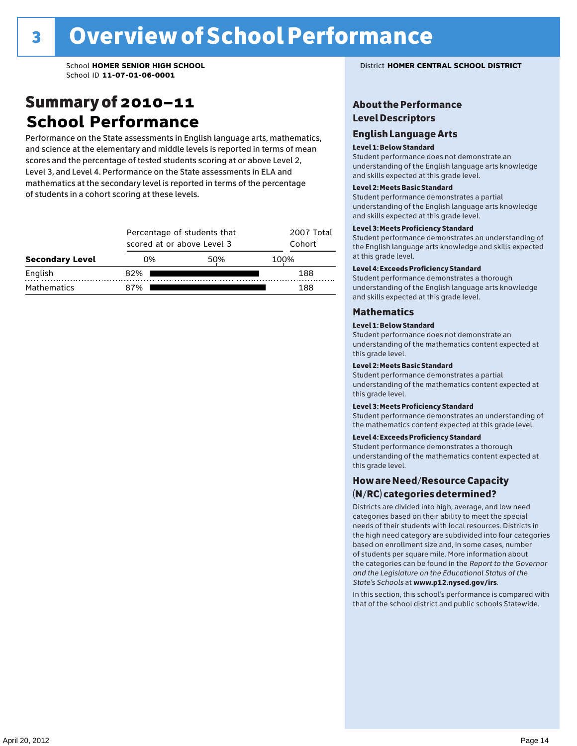# 3 Overview of School Performance

School **HOMER SENIOR HIGH SCHOOL**
School ID **11-07-01-06-0001**

District **HOMER CENTRAL SCHOOL DISTRICT**

## Summary of 2010–11 School Performance

Performance on the State assessments in English language arts, mathematics, and science at the elementary and middle levels is reported in terms of mean scores and the percentage of tested students scoring at or above Level 2, Level 3, and Level 4. Performance on the State assessments in ELA and mathematics at the secondary level is reported in terms of the percentage of students in a cohort scoring at these levels.

| Secondary Level | Percentage of students that scored at or above Level 3 | 2007 Total Cohort |
|---|---|---|
| English | 82% | 188 |
| Mathematics | 87% | 188 |

### About the Performance Level Descriptors

### English Language Arts

**Level 1: Below Standard**
Student performance does not demonstrate an understanding of the English language arts knowledge and skills expected at this grade level.

**Level 2: Meets Basic Standard**
Student performance demonstrates a partial understanding of the English language arts knowledge and skills expected at this grade level.

**Level 3: Meets Proficiency Standard**
Student performance demonstrates an understanding of the English language arts knowledge and skills expected at this grade level.

**Level 4: Exceeds Proficiency Standard**
Student performance demonstrates a thorough understanding of the English language arts knowledge and skills expected at this grade level.

### Mathematics

**Level 1: Below Standard**
Student performance does not demonstrate an understanding of the mathematics content expected at this grade level.

**Level 2: Meets Basic Standard**
Student performance demonstrates a partial understanding of the mathematics content expected at this grade level.

**Level 3: Meets Proficiency Standard**
Student performance demonstrates an understanding of the mathematics content expected at this grade level.

**Level 4: Exceeds Proficiency Standard**
Student performance demonstrates a thorough understanding of the mathematics content expected at this grade level.

### How are Need/Resource Capacity (N/RC) categories determined?

Districts are divided into high, average, and low need categories based on their ability to meet the special needs of their students with local resources. Districts in the high need category are subdivided into four categories based on enrollment size and, in some cases, number of students per square mile. More information about the categories can be found in the *Report to the Governor and the Legislature on the Educational Status of the State's Schools* at **www.p12.nysed.gov/irs**.

In this section, this school's performance is compared with that of the school district and public schools Statewide.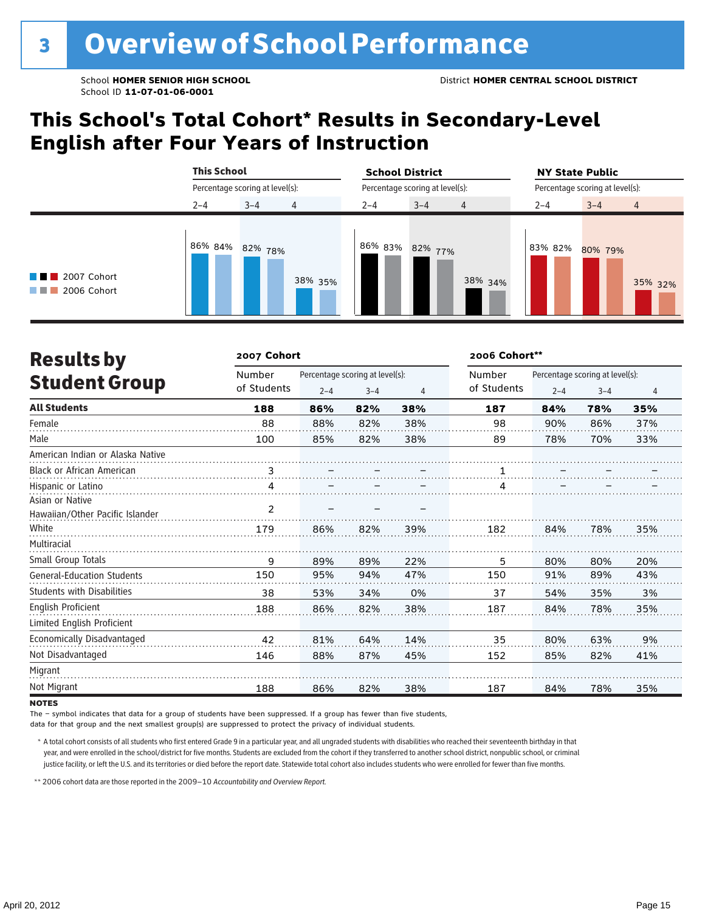# 3 Overview of School Performance

School **HOMER SENIOR HIGH SCHOOL**
School ID **11-07-01-06-0001**

District **HOMER CENTRAL SCHOOL DISTRICT**

## This School's Total Cohort* Results in Secondary-Level English after Four Years of Instruction

| | This School | | | School District | | | NY State Public | | |
|---|---|---|---|---|---|---|---|---|---|
| | Percentage scoring at level(s): | | | Percentage scoring at level(s): | | | Percentage scoring at level(s): | | |
| | 2–4 | 3–4 | 4 | 2–4 | 3–4 | 4 | 2–4 | 3–4 | 4 |
| 2007 Cohort | 86% | 82% | 38% | 86% | 82% | 38% | 83% | 80% | 35% |
| 2006 Cohort | 84% | 78% | 35% | 83% | 77% | 34% | 82% | 79% | 32% |

## Results by Student Group

| | 2007 Cohort | | | | 2006 Cohort** | | | |
|---|---|---|---|---|---|---|---|---|
| | Number of Students | Percentage scoring at level(s): 2–4 | 3–4 | 4 | Number of Students | Percentage scoring at level(s): 2–4 | 3–4 | 4 |
| **All Students** | **188** | **86%** | **82%** | **38%** | **187** | **84%** | **78%** | **35%** |
| Female | 88 | 88% | 82% | 38% | 98 | 90% | 86% | 37% |
| Male | 100 | 85% | 82% | 38% | 89 | 78% | 70% | 33% |
| American Indian or Alaska Native | | | | | | | | |
| Black or African American | 3 | – | – | – | 1 | – | – | – |
| Hispanic or Latino | 4 | – | – | – | 4 | – | – | – |
| Asian or Native Hawaiian/Other Pacific Islander | 2 | – | – | – | | | | |
| White | 179 | 86% | 82% | 39% | 182 | 84% | 78% | 35% |
| Multiracial | | | | | | | | |
| Small Group Totals | 9 | 89% | 89% | 22% | 5 | 80% | 80% | 20% |
| General-Education Students | 150 | 95% | 94% | 47% | 150 | 91% | 89% | 43% |
| Students with Disabilities | 38 | 53% | 34% | 0% | 37 | 54% | 35% | 3% |
| English Proficient | 188 | 86% | 82% | 38% | 187 | 84% | 78% | 35% |
| Limited English Proficient | | | | | | | | |
| Economically Disadvantaged | 42 | 81% | 64% | 14% | 35 | 80% | 63% | 9% |
| Not Disadvantaged | 146 | 88% | 87% | 45% | 152 | 85% | 82% | 41% |
| Migrant | | | | | | | | |
| Not Migrant | 188 | 86% | 82% | 38% | 187 | 84% | 78% | 35% |

**NOTES**

The – symbol indicates that data for a group of students have been suppressed. If a group has fewer than five students, data for that group and the next smallest group(s) are suppressed to protect the privacy of individual students.

\* A total cohort consists of all students who first entered Grade 9 in a particular year, and all ungraded students with disabilities who reached their seventeenth birthday in that year, and were enrolled in the school/district for five months. Students are excluded from the cohort if they transferred to another school district, nonpublic school, or criminal justice facility, or left the U.S. and its territories or died before the report date. Statewide total cohort also includes students who were enrolled for fewer than five months.

\*\* 2006 cohort data are those reported in the 2009–10 *Accountability and Overview Report*.

April 20, 2012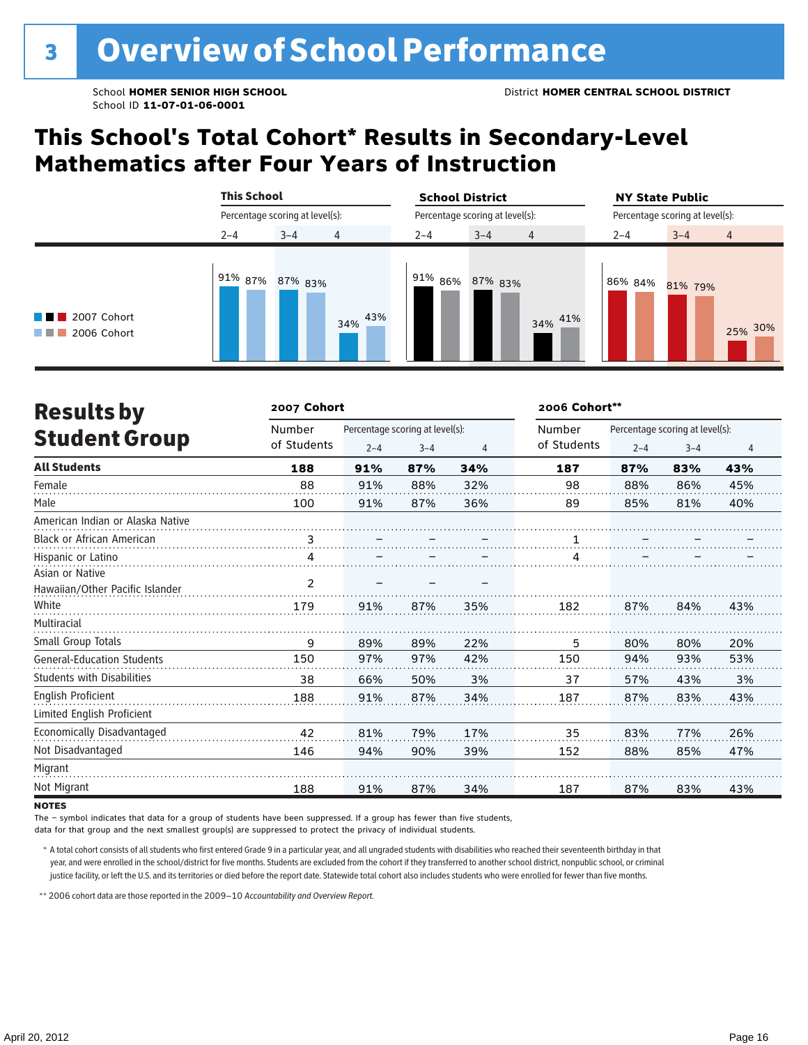# 3 Overview of School Performance

School **HOMER SENIOR HIGH SCHOOL**
School ID **11-07-01-06-0001**

District **HOMER CENTRAL SCHOOL DISTRICT**

## This School's Total Cohort* Results in Secondary-Level Mathematics after Four Years of Instruction

This School
Percentage scoring at level(s):
2–4 3–4 4
91% 87% 87% 83% 34% 43%

School District
Percentage scoring at level(s):
2–4 3–4 4
91% 86% 87% 83% 34% 41%

NY State Public
Percentage scoring at level(s):
2–4 3–4 4
86% 84% 81% 79% 25% 30%

2007 Cohort
2006 Cohort

## Results by Student Group

| | 2007 Cohort | | | | 2006 Cohort** | | | |
|---|---|---|---|---|---|---|---|---|
| | Number of Students | Percentage scoring at level(s): 2–4 | 3–4 | 4 | Number of Students | Percentage scoring at level(s): 2–4 | 3–4 | 4 |
| **All Students** | **188** | **91%** | **87%** | **34%** | **187** | **87%** | **83%** | **43%** |
| Female | 88 | 91% | 88% | 32% | 98 | 88% | 86% | 45% |
| Male | 100 | 91% | 87% | 36% | 89 | 85% | 81% | 40% |
| American Indian or Alaska Native | | | | | | | | |
| Black or African American | 3 | – | – | – | 1 | – | – | – |
| Hispanic or Latino | 4 | – | – | – | 4 | – | – | – |
| Asian or Native Hawaiian/Other Pacific Islander | 2 | – | – | – | | | | |
| White | 179 | 91% | 87% | 35% | 182 | 87% | 84% | 43% |
| Multiracial | | | | | | | | |
| Small Group Totals | 9 | 89% | 89% | 22% | 5 | 80% | 80% | 20% |
| General-Education Students | 150 | 97% | 97% | 42% | 150 | 94% | 93% | 53% |
| Students with Disabilities | 38 | 66% | 50% | 3% | 37 | 57% | 43% | 3% |
| English Proficient | 188 | 91% | 87% | 34% | 187 | 87% | 83% | 43% |
| Limited English Proficient | | | | | | | | |
| Economically Disadvantaged | 42 | 81% | 79% | 17% | 35 | 83% | 77% | 26% |
| Not Disadvantaged | 146 | 94% | 90% | 39% | 152 | 88% | 85% | 47% |
| Migrant | | | | | | | | |
| Not Migrant | 188 | 91% | 87% | 34% | 187 | 87% | 83% | 43% |

**NOTES**

The – symbol indicates that data for a group of students have been suppressed. If a group has fewer than five students, data for that group and the next smallest group(s) are suppressed to protect the privacy of individual students.

\* A total cohort consists of all students who first entered Grade 9 in a particular year, and all ungraded students with disabilities who reached their seventeenth birthday in that year, and were enrolled in the school/district for five months. Students are excluded from the cohort if they transferred to another school district, nonpublic school, or criminal justice facility, or left the U.S. and its territories or died before the report date. Statewide total cohort also includes students who were enrolled for fewer than five months.

\*\* 2006 cohort data are those reported in the 2009–10 *Accountability and Overview Report*.

April 20, 2012